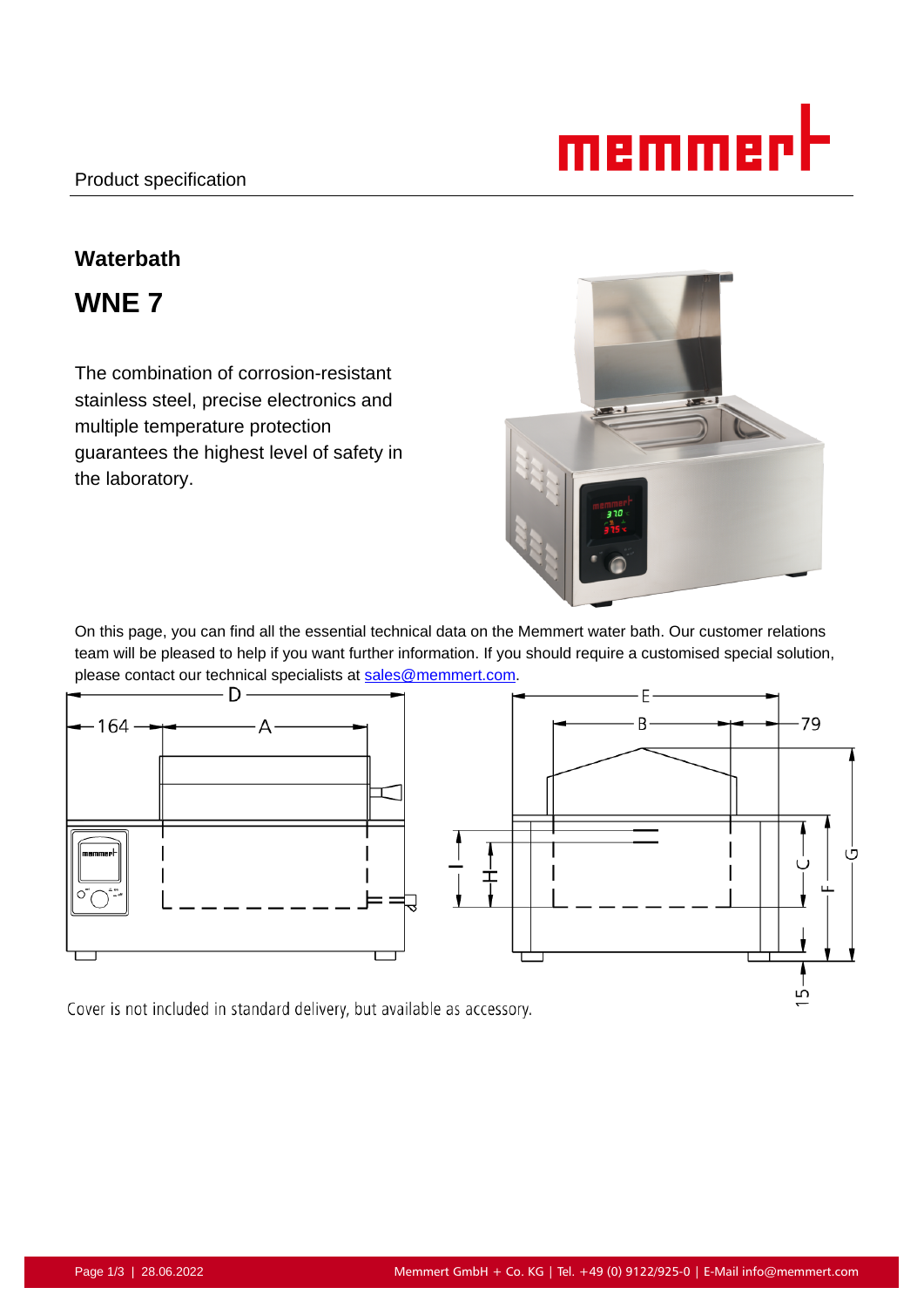Product specification

## Waterbath

# WNE 7

The combination of corrosion-resistant stainless steel, precise electronics and multiple temperature protection guarantees the highest level of safety in the laboratory.

On this page, you can find all the essential technical data on the Memmert water bath. Our customer relations team will be pleased to help if you want further information. If you should require a customised special solution, please contact our technical specialists at sales@memmert.com.

Cover is not included in standard delivery, but available as accessory.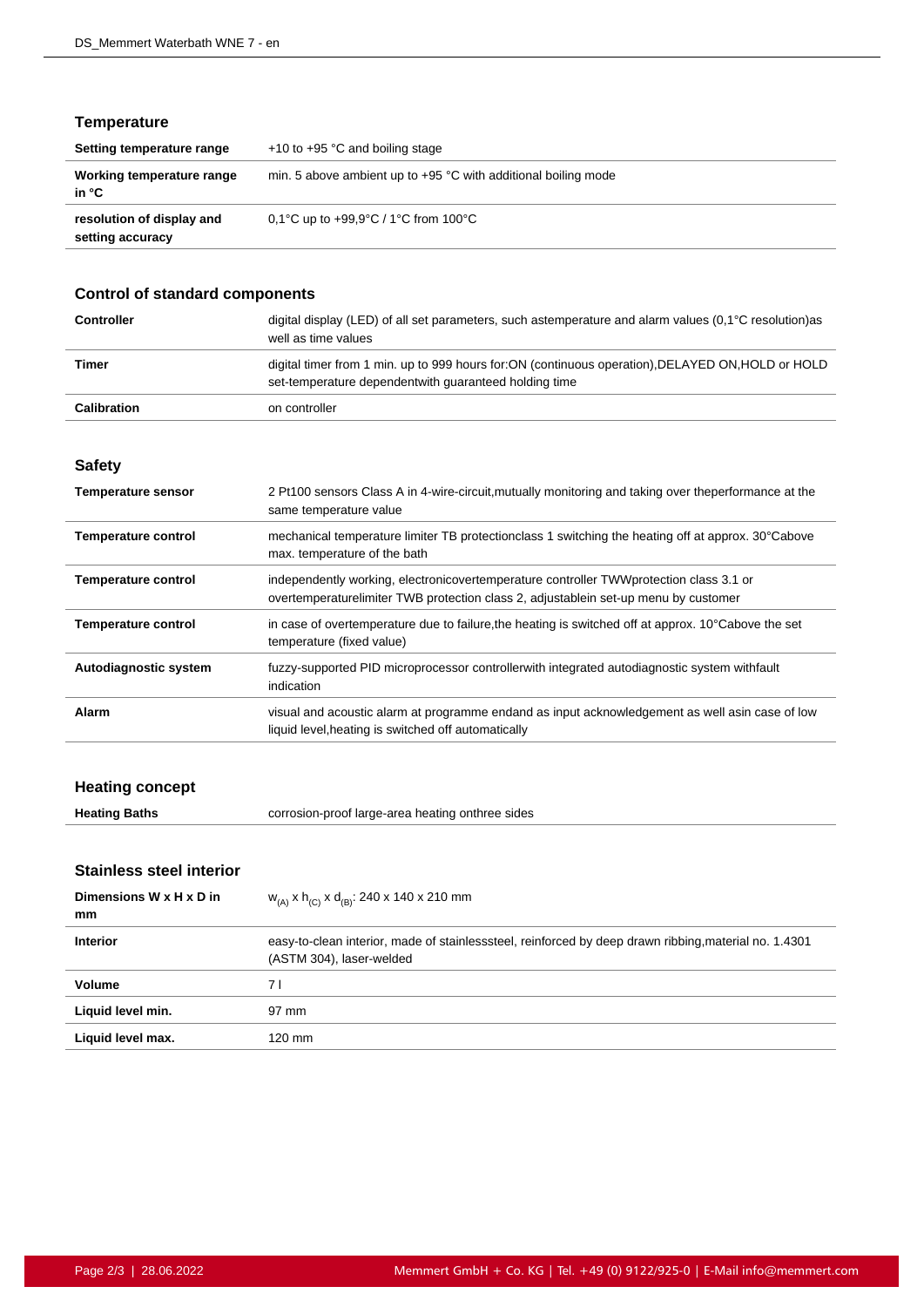## Temperature

| | |
|---|---|
| **Setting temperature range** | +10 to +95 °C and boiling stage |
| **Working temperature range in °C** | min. 5 above ambient up to +95 °C with additional boiling mode |
| **resolution of display and setting accuracy** | 0,1°C up to +99,9°C / 1°C from 100°C |

## Control of standard components

| | |
|---|---|
| **Controller** | digital display (LED) of all set parameters, such astemperature and alarm values (0,1°C resolution)as well as time values |
| **Timer** | digital timer from 1 min. up to 999 hours for:ON (continuous operation),DELAYED ON,HOLD or HOLD set-temperature dependentwith guaranteed holding time |
| **Calibration** | on controller |

## Safety

| | |
|---|---|
| **Temperature sensor** | 2 Pt100 sensors Class A in 4-wire-circuit,mutually monitoring and taking over theperformance at the same temperature value |
| **Temperature control** | mechanical temperature limiter TB protectionclass 1 switching the heating off at approx. 30°Cabove max. temperature of the bath |
| **Temperature control** | independently working, electronicovertemperature controller TWWprotection class 3.1 or overtemperaturelimiter TWB protection class 2, adjustablein set-up menu by customer |
| **Temperature control** | in case of overtemperature due to failure,the heating is switched off at approx. 10°Cabove the set temperature (fixed value) |
| **Autodiagnostic system** | fuzzy-supported PID microprocessor controllerwith integrated autodiagnostic system withfault indication |
| **Alarm** | visual and acoustic alarm at programme endand as input acknowledgement as well asin case of low liquid level,heating is switched off automatically |

## Heating concept

| | |
|---|---|
| **Heating Baths** | corrosion-proof large-area heating onthree sides |

## Stainless steel interior

| | |
|---|---|
| **Dimensions W x H x D in mm** | $w_{(A)}$ x $h_{(C)}$ x $d_{(B)}$: 240 x 140 x 210 mm |
| **Interior** | easy-to-clean interior, made of stainlesssteel, reinforced by deep drawn ribbing,material no. 1.4301 (ASTM 304), laser-welded |
| **Volume** | 7 l |
| **Liquid level min.** | 97 mm |
| **Liquid level max.** | 120 mm |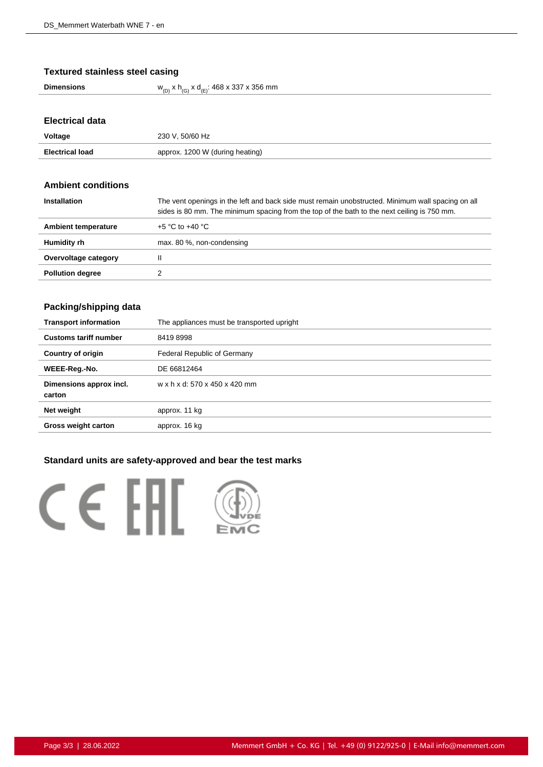## Textured stainless steel casing

| | |
|---|---|
| **Dimensions** | $w_{(D)}$ x $h_{(G)}$ x $d_{(E)}$: 468 x 337 x 356 mm |

## Electrical data

| | |
|---|---|
| **Voltage** | 230 V, 50/60 Hz |
| **Electrical load** | approx. 1200 W (during heating) |

## Ambient conditions

| | |
|---|---|
| **Installation** | The vent openings in the left and back side must remain unobstructed. Minimum wall spacing on all sides is 80 mm. The minimum spacing from the top of the bath to the next ceiling is 750 mm. |
| **Ambient temperature** | +5 °C to +40 °C |
| **Humidity rh** | max. 80 %, non-condensing |
| **Overvoltage category** | II |
| **Pollution degree** | 2 |

## Packing/shipping data

| | |
|---|---|
| **Transport information** | The appliances must be transported upright |
| **Customs tariff number** | 8419 8998 |
| **Country of origin** | Federal Republic of Germany |
| **WEEE-Reg.-No.** | DE 66812464 |
| **Dimensions approx incl. carton** | w x h x d: 570 x 450 x 420 mm |
| **Net weight** | approx. 11 kg |
| **Gross weight carton** | approx. 16 kg |

## Standard units are safety-approved and bear the test marks